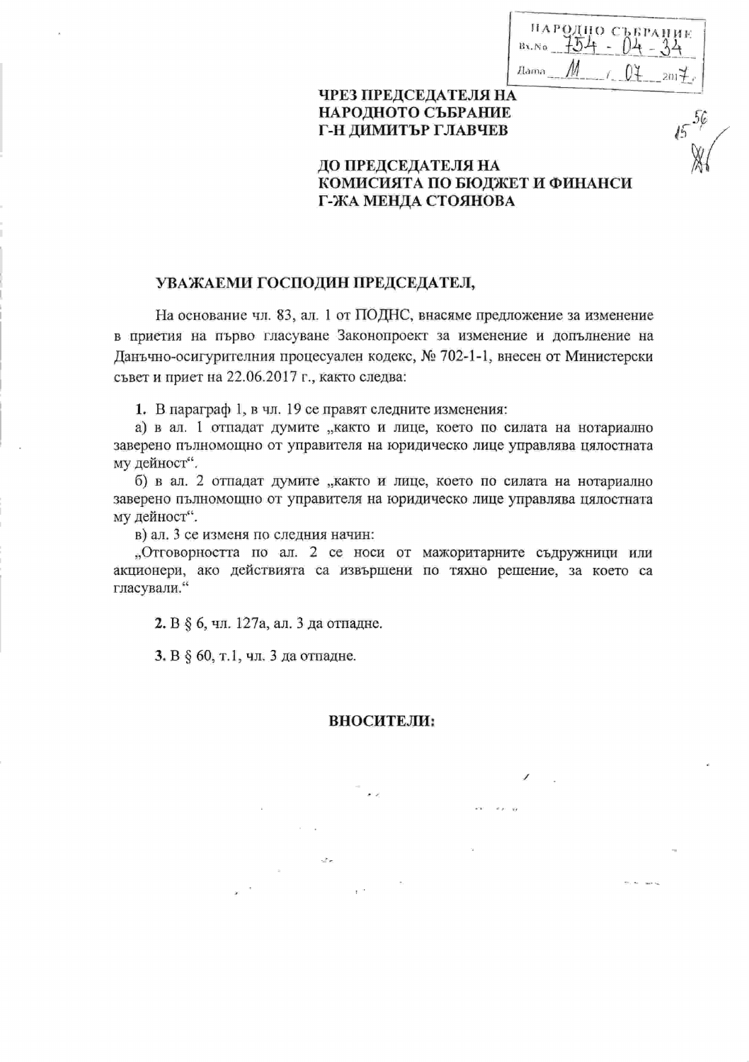НАРОДНО СЪБРАНИЕ
Вх.№ 754-04-34
Дата 11 / 07 2017 г.

**ЧРЕЗ ПРЕДСЕДАТЕЛЯ НА НАРОДНОТО СЪБРАНИЕ Г-Н ДИМИТЪР ГЛАВЧЕВ**

**ДО ПРЕДСЕДАТЕЛЯ НА КОМИСИЯТА ПО БЮДЖЕТ И ФИНАНСИ Г-ЖА МЕНДА СТОЯНОВА**

**УВАЖАЕМИ ГОСПОДИН ПРЕДСЕДАТЕЛ,**

На основание чл. 83, ал. 1 от ПОДНС, внасяме предложение за изменение в приетия на първо гласуване Законопроект за изменение и допълнение на Данъчно-осигурителния процесуален кодекс, № 702-1-1, внесен от Министерски съвет и приет на 22.06.2017 г., както следва:

**1.** В параграф 1, в чл. 19 се правят следните изменения:

а) в ал. 1 отпадат думите „както и лице, което по силата на нотариално заверено пълномощно от управителя на юридическо лице управлява цялостната му дейност".

б) в ал. 2 отпадат думите „както и лице, което по силата на нотариално заверено пълномощно от управителя на юридическо лице управлява цялостната му дейност".

в) ал. 3 се изменя по следния начин:

„Отговорността по ал. 2 се носи от мажоритарните съдружници или акционери, ако действията са извършени по тяхно решение, за което са гласували."

**2.** В § 6, чл. 127а, ал. 3 да отпадне.

**3.** В § 60, т.1, чл. 3 да отпадне.

**ВНОСИТЕЛИ:**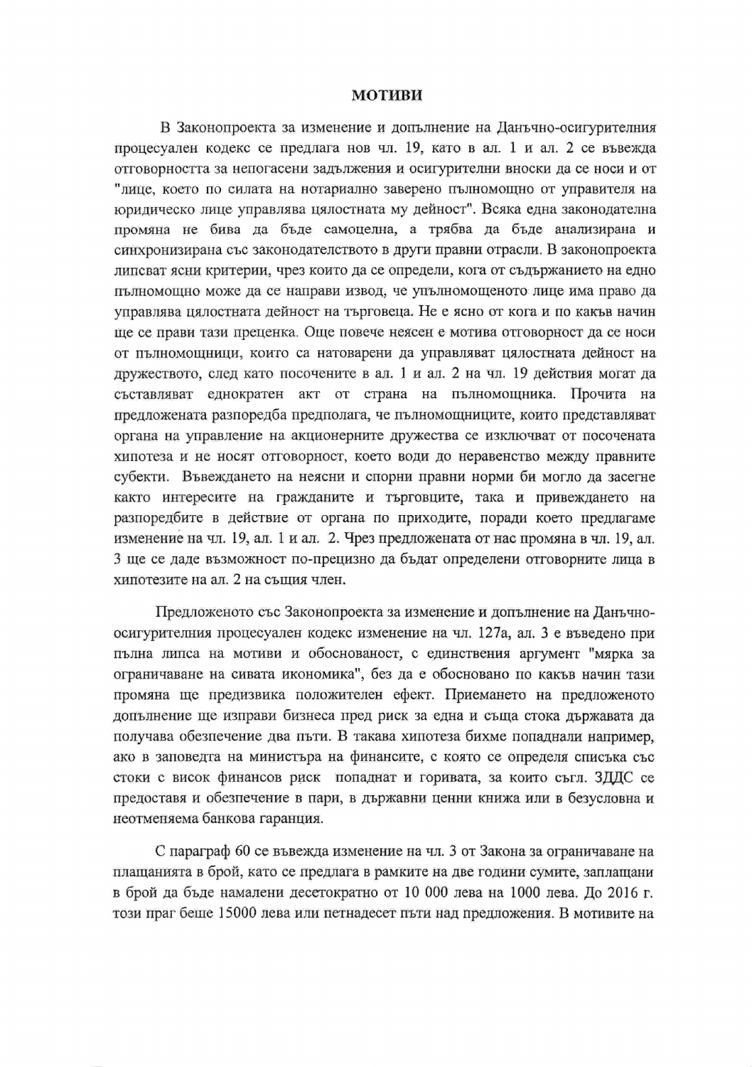## МОТИВИ

В Законопроекта за изменение и допълнение на Данъчно-осигурителния процесуален кодекс се предлага нов чл. 19, като в ал. 1 и ал. 2 се въвежда отговорността за непогасени задължения и осигурителни вноски да се носи и от "лице, което по силата на нотариално заверено пълномощно от управителя на юридическо лице управлява цялостната му дейност". Всяка една законодателна промяна не бива да бъде самоцелна, а трябва да бъде анализирана и синхронизирана със законодателството в други правни отрасли. В законопроекта липсват ясни критерии, чрез които да се определи, кога от съдържанието на едно пълномощно може да се направи извод, че упълномощеното лице има право да управлява цялостната дейност на търговеца. Не е ясно от кога и по какъв начин ще се прави тази преценка. Още повече неясен е мотива отговорност да се носи от пълномощници, които са натоварени да управляват цялостната дейност на дружеството, след като посочените в ал. 1 и ал. 2 на чл. 19 действия могат да съставляват еднократен акт от страна на пълномощника. Прочита на предложената разпоредба предполага, че пълномощниците, които представляват органа на управление на акционерните дружества се изключват от посочената хипотеза и не носят отговорност, което води до неравенство между правните субекти. Въвеждането на неясни и спорни правни норми би могло да засегне както интересите на гражданите и търговците, така и привеждането на разпоредбите в действие от органа по приходите, поради което предлагаме изменение на чл. 19, ал. 1 и ал. 2. Чрез предложената от нас промяна в чл. 19, ал. 3 ще се даде възможност по-прецизно да бъдат определени отговорните лица в хипотезите на ал. 2 на същия член.

Предложеното със Законопроекта за изменение и допълнение на Данъчно-осигурителния процесуален кодекс изменение на чл. 127а, ал. 3 е въведено при пълна липса на мотиви и обоснованост, с единствения аргумент "мярка за ограничаване на сивата икономика", без да е обосновано по какъв начин тази промяна ще предизвика положителен ефект. Приемането на предложеното допълнение ще изправи бизнеса пред риск за една и съща стока държавата да получава обезпечение два пъти. В такава хипотеза бихме попаднали например, ако в заповедта на министъра на финансите, с която се определя списъка със стоки с висок финансов риск попаднат и горивата, за които съгл. ЗДДС се предоставя и обезпечение в пари, в държавни ценни книжа или в безусловна и неотменяема банкова гаранция.

С параграф 60 се въвежда изменение на чл. 3 от Закона за ограничаване на плащанията в брой, като се предлага в рамките на две години сумите, заплащани в брой да бъде намалени десетократно от 10 000 лева на 1000 лева. До 2016 г. този праг беше 15000 лева или петнадесет пъти над предложения. В мотивите на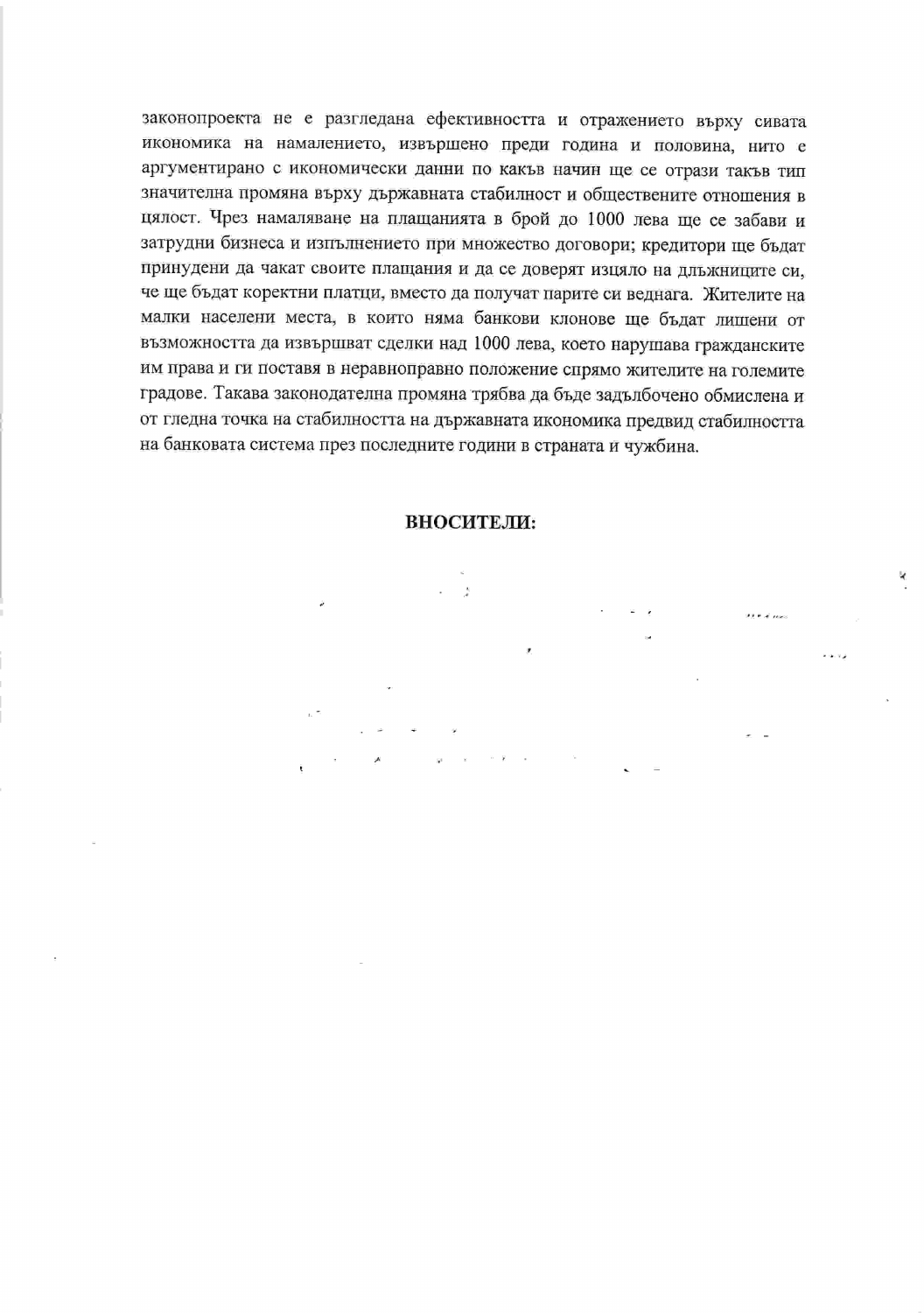законопроекта не е разгледана ефективността и отражението върху сивата икономика на намалението, извършено преди година и половина, нито е аргументирано с икономически данни по какъв начин ще се отрази такъв тип значителна промяна върху държавната стабилност и обществените отношения в цялост. Чрез намаляване на плащанията в брой до 1000 лева ще се забави и затрудни бизнеса и изпълнението при множество договори; кредитори ще бъдат принудени да чакат своите плащания и да се доверят изцяло на длъжниците си, че ще бъдат коректни платци, вместо да получат парите си веднага. Жителите на малки населени места, в които няма банкови клонове ще бъдат лишени от възможността да извършват сделки над 1000 лева, което нарушава гражданските им права и ги поставя в неравноправно положение спрямо жителите на големите градове. Такава законодателна промяна трябва да бъде задълбочено обмислена и от гледна точка на стабилността на държавната икономика предвид стабилността на банковата система през последните години в страната и чужбина.

**ВНОСИТЕЛИ:**